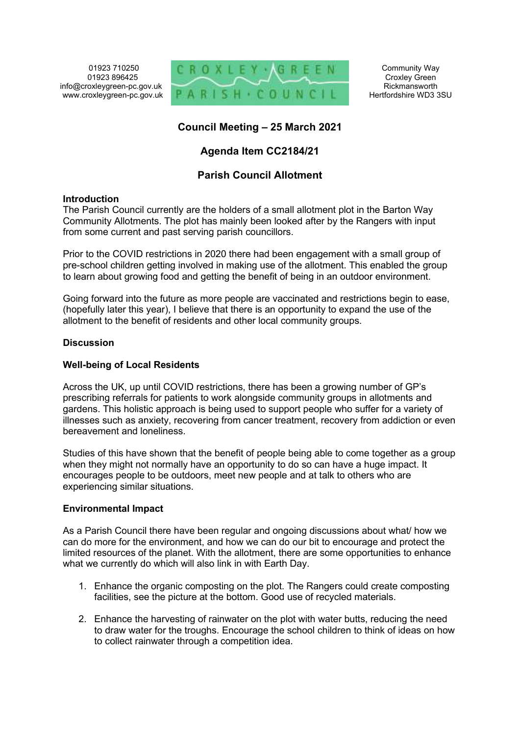01923 710250
01923 896425
info@croxleygreen-pc.gov.uk
www.croxleygreen-pc.gov.uk

CROXLEY · GREEN
PARISH · COUNCIL

Community Way
Croxley Green
Rickmansworth
Hertfordshire WD3 3SU

# Council Meeting – 25 March 2021

## Agenda Item CC2184/21

## Parish Council Allotment

**Introduction**

The Parish Council currently are the holders of a small allotment plot in the Barton Way Community Allotments. The plot has mainly been looked after by the Rangers with input from some current and past serving parish councillors.

Prior to the COVID restrictions in 2020 there had been engagement with a small group of pre-school children getting involved in making use of the allotment. This enabled the group to learn about growing food and getting the benefit of being in an outdoor environment.

Going forward into the future as more people are vaccinated and restrictions begin to ease, (hopefully later this year), I believe that there is an opportunity to expand the use of the allotment to the benefit of residents and other local community groups.

**Discussion**

**Well-being of Local Residents**

Across the UK, up until COVID restrictions, there has been a growing number of GP's prescribing referrals for patients to work alongside community groups in allotments and gardens. This holistic approach is being used to support people who suffer for a variety of illnesses such as anxiety, recovering from cancer treatment, recovery from addiction or even bereavement and loneliness.

Studies of this have shown that the benefit of people being able to come together as a group when they might not normally have an opportunity to do so can have a huge impact. It encourages people to be outdoors, meet new people and at talk to others who are experiencing similar situations.

**Environmental Impact**

As a Parish Council there have been regular and ongoing discussions about what/ how we can do more for the environment, and how we can do our bit to encourage and protect the limited resources of the planet. With the allotment, there are some opportunities to enhance what we currently do which will also link in with Earth Day.

1. Enhance the organic composting on the plot. The Rangers could create composting facilities, see the picture at the bottom. Good use of recycled materials.
2. Enhance the harvesting of rainwater on the plot with water butts, reducing the need to draw water for the troughs. Encourage the school children to think of ideas on how to collect rainwater through a competition idea.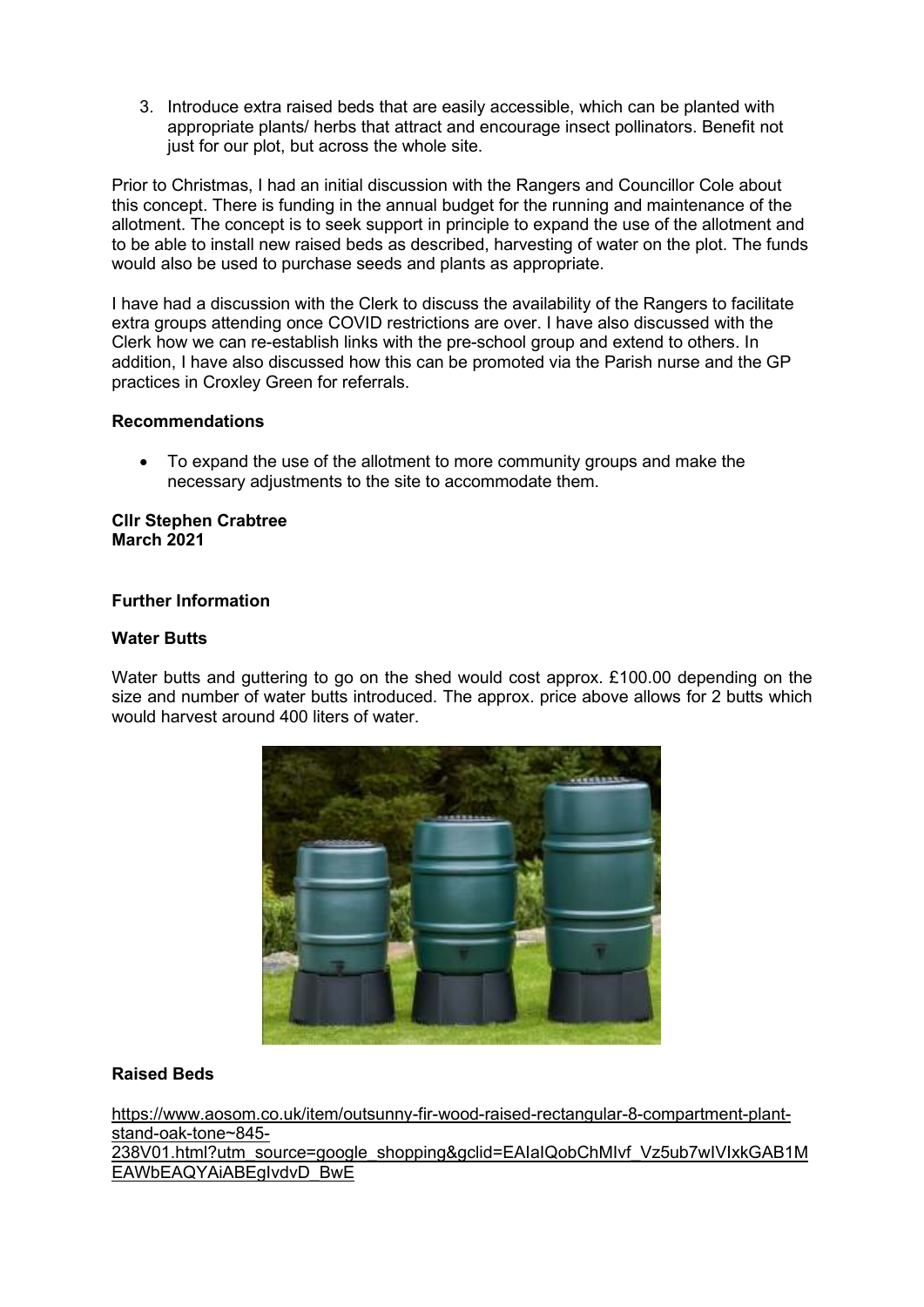3. Introduce extra raised beds that are easily accessible, which can be planted with appropriate plants/ herbs that attract and encourage insect pollinators. Benefit not just for our plot, but across the whole site.

Prior to Christmas, I had an initial discussion with the Rangers and Councillor Cole about this concept. There is funding in the annual budget for the running and maintenance of the allotment. The concept is to seek support in principle to expand the use of the allotment and to be able to install new raised beds as described, harvesting of water on the plot. The funds would also be used to purchase seeds and plants as appropriate.

I have had a discussion with the Clerk to discuss the availability of the Rangers to facilitate extra groups attending once COVID restrictions are over. I have also discussed with the Clerk how we can re-establish links with the pre-school group and extend to others. In addition, I have also discussed how this can be promoted via the Parish nurse and the GP practices in Croxley Green for referrals.

**Recommendations**

- To expand the use of the allotment to more community groups and make the necessary adjustments to the site to accommodate them.

**Cllr Stephen Crabtree**
**March 2021**

**Further Information**

**Water Butts**

Water butts and guttering to go on the shed would cost approx. £100.00 depending on the size and number of water butts introduced. The approx. price above allows for 2 butts which would harvest around 400 liters of water.

**Raised Beds**

https://www.aosom.co.uk/item/outsunny-fir-wood-raised-rectangular-8-compartment-plant-stand-oak-tone~845-238V01.html?utm_source=google_shopping&gclid=EAIaIQobChMIvf_Vz5ub7wIVIxkGAB1MEAWbEAQYAiABEgIvdvD_BwE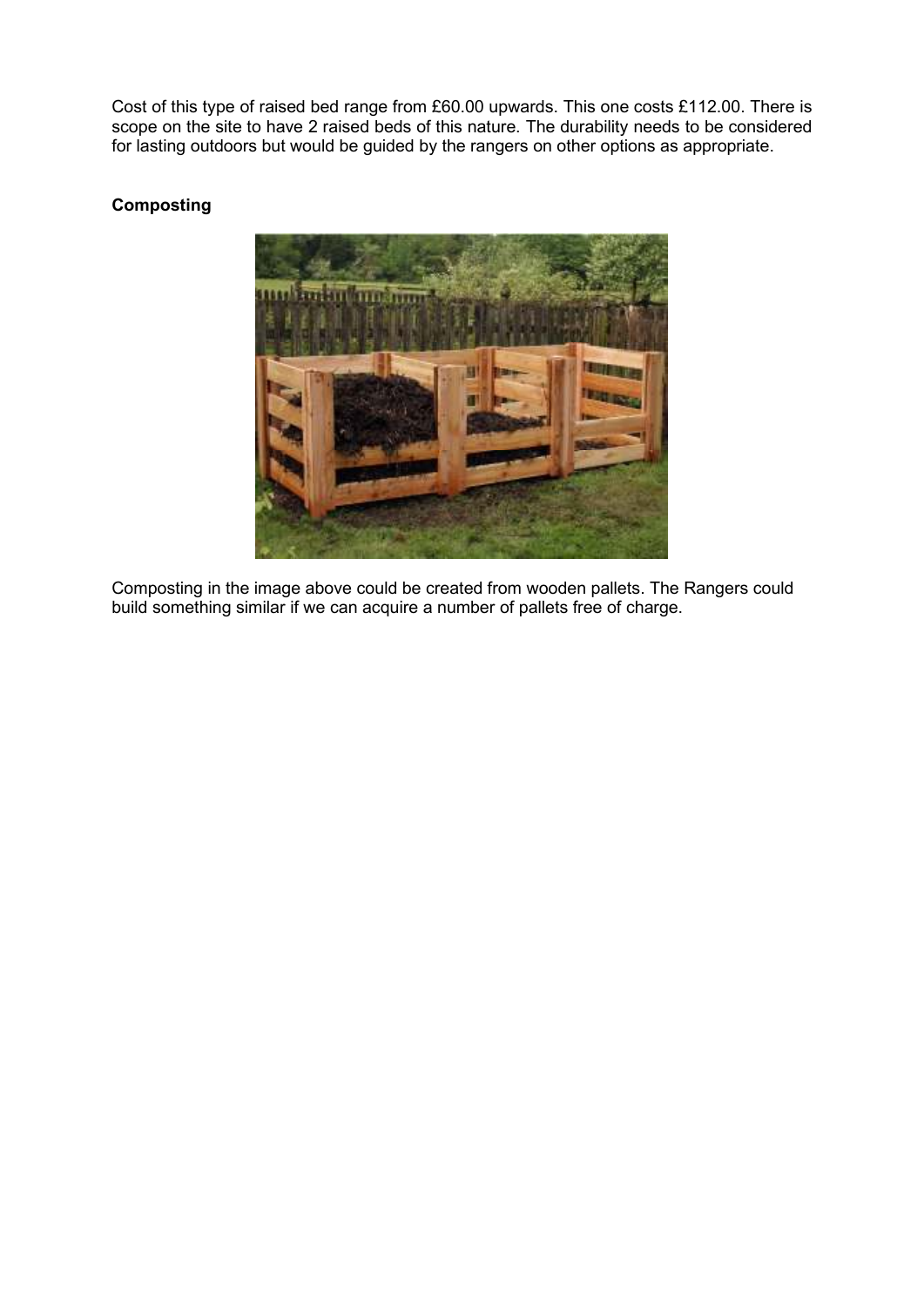Cost of this type of raised bed range from £60.00 upwards. This one costs £112.00. There is scope on the site to have 2 raised beds of this nature. The durability needs to be considered for lasting outdoors but would be guided by the rangers on other options as appropriate.

**Composting**

Composting in the image above could be created from wooden pallets. The Rangers could build something similar if we can acquire a number of pallets free of charge.